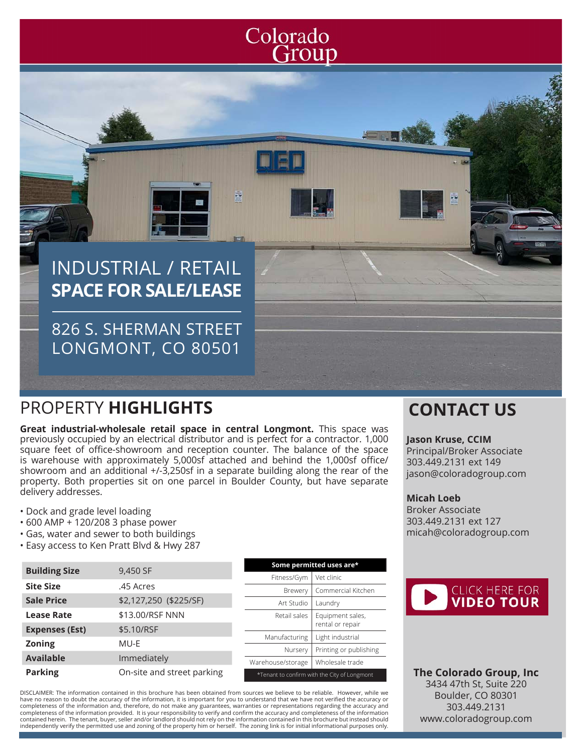Colorado Group

# INDUSTRIAL / RETAIL **SPACE FOR SALE/LEASE**

## 826 S. SHERMAN STREET LONGMONT, CO 80501

## PROPERTY **HIGHLIGHTS**

**Great industrial-wholesale retail space in central Longmont.** This space was previously occupied by an electrical distributor and is perfect for a contractor. 1,000 square feet of office-showroom and reception counter. The balance of the space is warehouse with approximately 5,000sf attached and behind the 1,000sf office/showroom and an additional +/-3,250sf in a separate building along the rear of the property. Both properties sit on one parcel in Boulder County, but have separate delivery addresses.

- Dock and grade level loading
- 600 AMP + 120/208 3 phase power
- Gas, water and sewer to both buildings
- Easy access to Ken Pratt Blvd & Hwy 287

| | |
|---|---|
| **Building Size** | 9,450 SF |
| **Site Size** | .45 Acres |
| **Sale Price** | $2,127,250 ($225/SF) |
| **Lease Rate** | $13.00/RSF NNN |
| **Expenses (Est)** | $5.10/RSF |
| **Zoning** | MU-E |
| **Available** | Immediately |
| **Parking** | On-site and street parking |

| **Some permitted uses are*** | |
|---|---|
| Fitness/Gym | Vet clinic |
| Brewery | Commercial Kitchen |
| Art Studio | Laundry |
| Retail sales | Equipment sales, rental or repair |
| Manufacturing | Light industrial |
| Nursery | Printing or publishing |
| Warehouse/storage | Wholesale trade |

*Tenant to confirm with the City of Longmont

DISCLAIMER: The information contained in this brochure has been obtained from sources we believe to be reliable. However, while we have no reason to doubt the accuracy of the information, it is important for you to understand that we have not verified the accuracy or completeness of the information and, therefore, do not make any guarantees, warranties or representations regarding the accuracy and completeness of the information provided. It is your responsibility to verify and confirm the accuracy and completeness of the information contained herein. The tenant, buyer, seller and/or landlord should not rely on the information contained in this brochure but instead should independently verify the permitted use and zoning of the property him or herself. The zoning link is for initial informational purposes only.

## CONTACT US

**Jason Kruse, CCIM**
Principal/Broker Associate
303.449.2131 ext 149
jason@coloradogroup.com

**Micah Loeb**
Broker Associate
303.449.2131 ext 127
micah@coloradogroup.com

CLICK HERE FOR **VIDEO TOUR**

**The Colorado Group, Inc**
3434 47th St, Suite 220
Boulder, CO 80301
303.449.2131
www.coloradogroup.com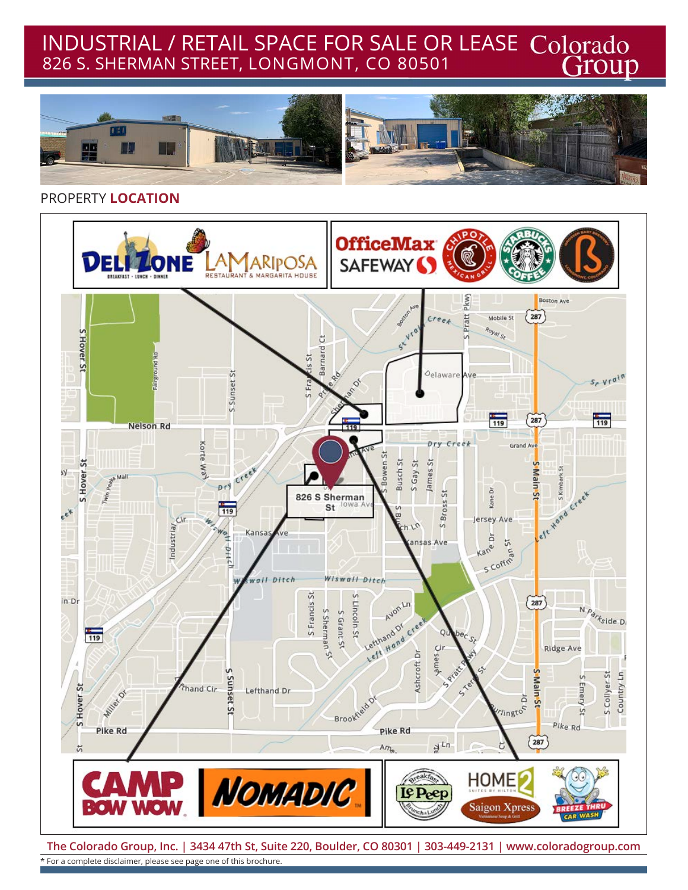# INDUSTRIAL / RETAIL SPACE FOR SALE OR LEASE

## 826 S. SHERMAN STREET, LONGMONT, CO 80501

Colorado Group

PROPERTY **LOCATION**

DELI ZONE
LAMARIPOSA RESTAURANT & MARGARITA HOUSE
OfficeMax
SAFEWAY
CHIPOTLE MEXICAN GRILL
STARBUCKS COFFEE

826 S Sherman St

CAMP BOW WOW
NOMADIC
Le Peep
HOME2 SUITES BY HILTON
Saigon Xpress
BREEZE THRU CAR WASH

**The Colorado Group, Inc. | 3434 47th St, Suite 220, Boulder, CO 80301 | 303-449-2131 | www.coloradogroup.com**

* For a complete disclaimer, please see page one of this brochure.